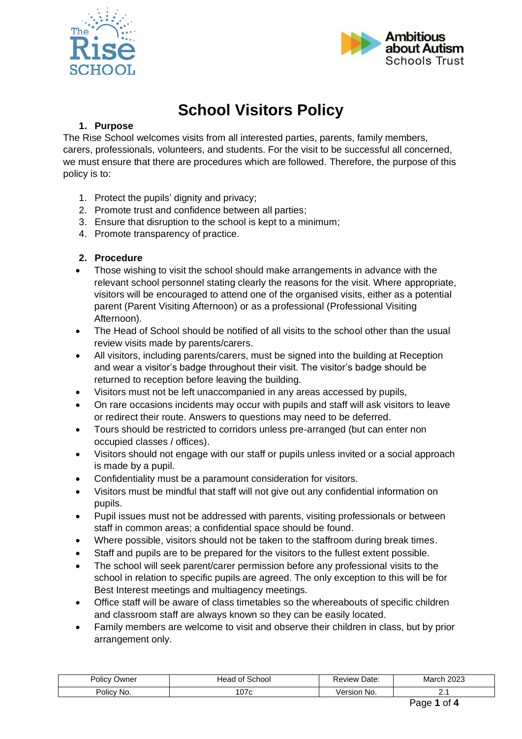# School Visitors Policy

## 1. Purpose

The Rise School welcomes visits from all interested parties, parents, family members, carers, professionals, volunteers, and students. For the visit to be successful all concerned, we must ensure that there are procedures which are followed. Therefore, the purpose of this policy is to:

1. Protect the pupils' dignity and privacy;
2. Promote trust and confidence between all parties;
3. Ensure that disruption to the school is kept to a minimum;
4. Promote transparency of practice.

## 2. Procedure

- Those wishing to visit the school should make arrangements in advance with the relevant school personnel stating clearly the reasons for the visit. Where appropriate, visitors will be encouraged to attend one of the organised visits, either as a potential parent (Parent Visiting Afternoon) or as a professional (Professional Visiting Afternoon).
- The Head of School should be notified of all visits to the school other than the usual review visits made by parents/carers.
- All visitors, including parents/carers, must be signed into the building at Reception and wear a visitor's badge throughout their visit. The visitor's badge should be returned to reception before leaving the building.
- Visitors must not be left unaccompanied in any areas accessed by pupils,
- On rare occasions incidents may occur with pupils and staff will ask visitors to leave or redirect their route. Answers to questions may need to be deferred.
- Tours should be restricted to corridors unless pre-arranged (but can enter non occupied classes / offices).
- Visitors should not engage with our staff or pupils unless invited or a social approach is made by a pupil.
- Confidentiality must be a paramount consideration for visitors.
- Visitors must be mindful that staff will not give out any confidential information on pupils.
- Pupil issues must not be addressed with parents, visiting professionals or between staff in common areas; a confidential space should be found.
- Where possible, visitors should not be taken to the staffroom during break times.
- Staff and pupils are to be prepared for the visitors to the fullest extent possible.
- The school will seek parent/carer permission before any professional visits to the school in relation to specific pupils are agreed. The only exception to this will be for Best Interest meetings and multiagency meetings.
- Office staff will be aware of class timetables so the whereabouts of specific children and classroom staff are always known so they can be easily located.
- Family members are welcome to visit and observe their children in class, but by prior arrangement only.

| Policy Owner | Head of School | Review Date: | March 2023 |
|---|---|---|---|
| Policy No. | 107c | Version No. | 2.1 |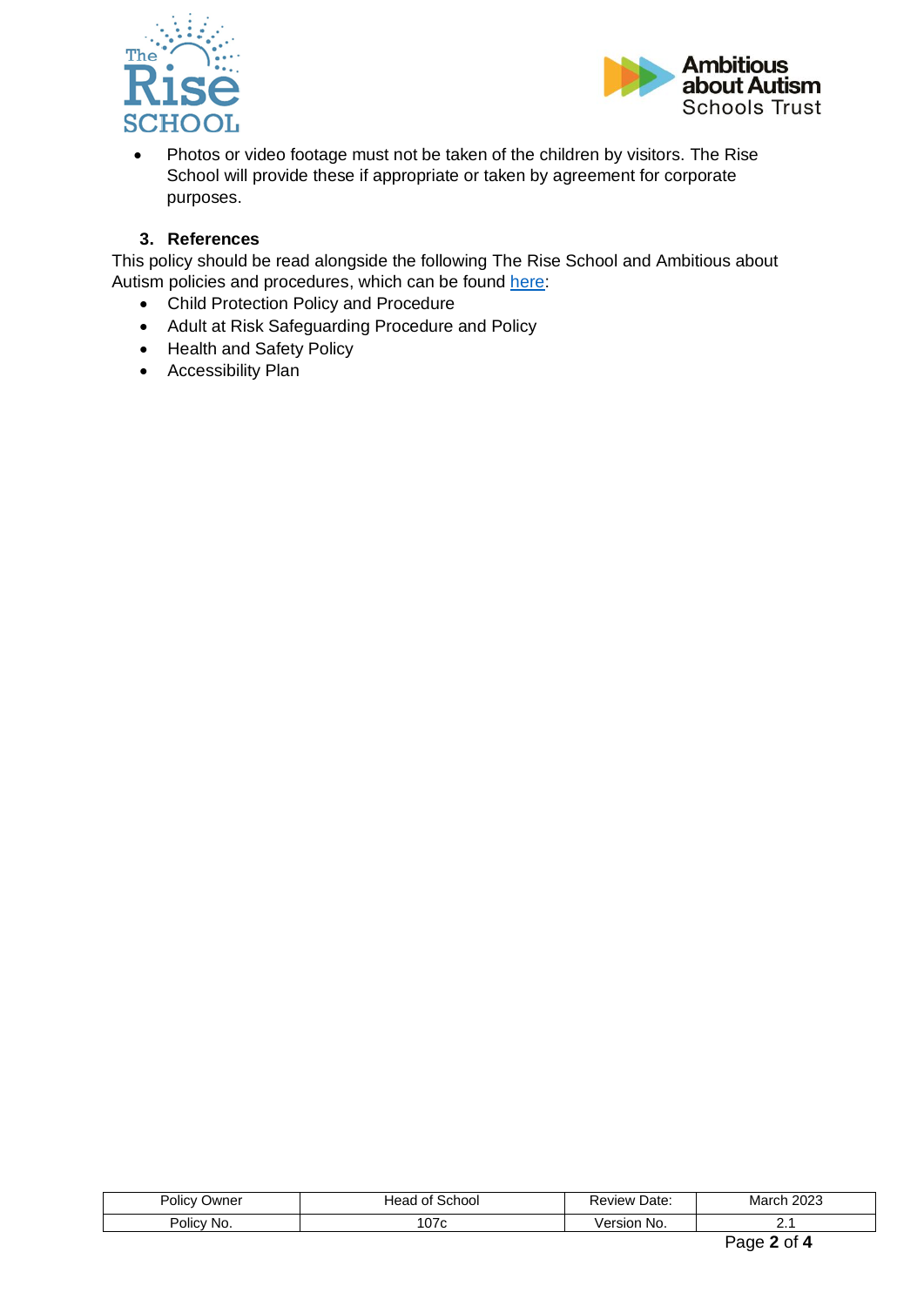- Photos or video footage must not be taken of the children by visitors. The Rise School will provide these if appropriate or taken by agreement for corporate purposes.

### 3. References

This policy should be read alongside the following The Rise School and Ambitious about Autism policies and procedures, which can be found here:

- Child Protection Policy and Procedure
- Adult at Risk Safeguarding Procedure and Policy
- Health and Safety Policy
- Accessibility Plan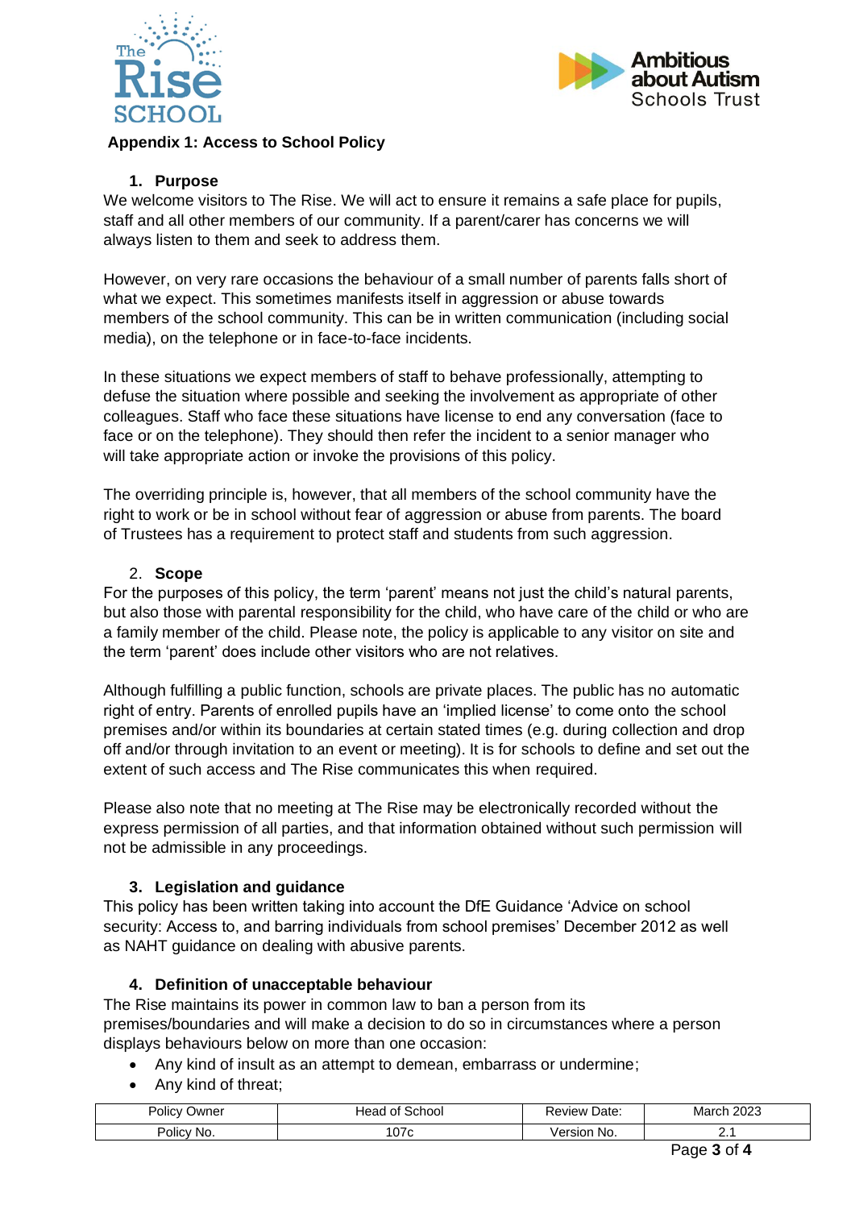## Appendix 1: Access to School Policy

### 1. Purpose

We welcome visitors to The Rise. We will act to ensure it remains a safe place for pupils, staff and all other members of our community. If a parent/carer has concerns we will always listen to them and seek to address them.

However, on very rare occasions the behaviour of a small number of parents falls short of what we expect. This sometimes manifests itself in aggression or abuse towards members of the school community. This can be in written communication (including social media), on the telephone or in face-to-face incidents.

In these situations we expect members of staff to behave professionally, attempting to defuse the situation where possible and seeking the involvement as appropriate of other colleagues. Staff who face these situations have license to end any conversation (face to face or on the telephone). They should then refer the incident to a senior manager who will take appropriate action or invoke the provisions of this policy.

The overriding principle is, however, that all members of the school community have the right to work or be in school without fear of aggression or abuse from parents. The board of Trustees has a requirement to protect staff and students from such aggression.

### 2. Scope

For the purposes of this policy, the term 'parent' means not just the child's natural parents, but also those with parental responsibility for the child, who have care of the child or who are a family member of the child. Please note, the policy is applicable to any visitor on site and the term 'parent' does include other visitors who are not relatives.

Although fulfilling a public function, schools are private places. The public has no automatic right of entry. Parents of enrolled pupils have an 'implied license' to come onto the school premises and/or within its boundaries at certain stated times (e.g. during collection and drop off and/or through invitation to an event or meeting). It is for schools to define and set out the extent of such access and The Rise communicates this when required.

Please also note that no meeting at The Rise may be electronically recorded without the express permission of all parties, and that information obtained without such permission will not be admissible in any proceedings.

### 3. Legislation and guidance

This policy has been written taking into account the DfE Guidance 'Advice on school security: Access to, and barring individuals from school premises' December 2012 as well as NAHT guidance on dealing with abusive parents.

### 4. Definition of unacceptable behaviour

The Rise maintains its power in common law to ban a person from its premises/boundaries and will make a decision to do so in circumstances where a person displays behaviours below on more than one occasion:

- Any kind of insult as an attempt to demean, embarrass or undermine;
- Any kind of threat;

| Policy Owner | Head of School | Review Date: | March 2023 |
|---|---|---|---|
| Policy No. | 107c | Version No. | 2.1 |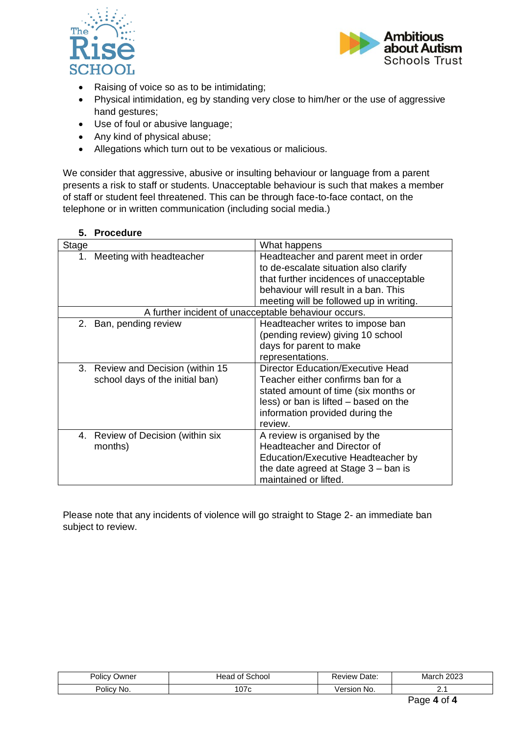- Raising of voice so as to be intimidating;
- Physical intimidation, eg by standing very close to him/her or the use of aggressive hand gestures;
- Use of foul or abusive language;
- Any kind of physical abuse;
- Allegations which turn out to be vexatious or malicious.

We consider that aggressive, abusive or insulting behaviour or language from a parent presents a risk to staff or students. Unacceptable behaviour is such that makes a member of staff or student feel threatened. This can be through face-to-face contact, on the telephone or in written communication (including social media.)

## 5. Procedure

| Stage | What happens |
|---|---|
| 1. Meeting with headteacher | Headteacher and parent meet in order to de-escalate situation also clarify that further incidences of unacceptable behaviour will result in a ban. This meeting will be followed up in writing. |
| A further incident of unacceptable behaviour occurs. | |
| 2. Ban, pending review | Headteacher writes to impose ban (pending review) giving 10 school days for parent to make representations. |
| 3. Review and Decision (within 15 school days of the initial ban) | Director Education/Executive Head Teacher either confirms ban for a stated amount of time (six months or less) or ban is lifted – based on the information provided during the review. |
| 4. Review of Decision (within six months) | A review is organised by the Headteacher and Director of Education/Executive Headteacher by the date agreed at Stage 3 – ban is maintained or lifted. |

Please note that any incidents of violence will go straight to Stage 2- an immediate ban subject to review.

| Policy Owner | Head of School | Review Date: | March 2023 |
|---|---|---|---|
| Policy No. | 107c | Version No. | 2.1 |